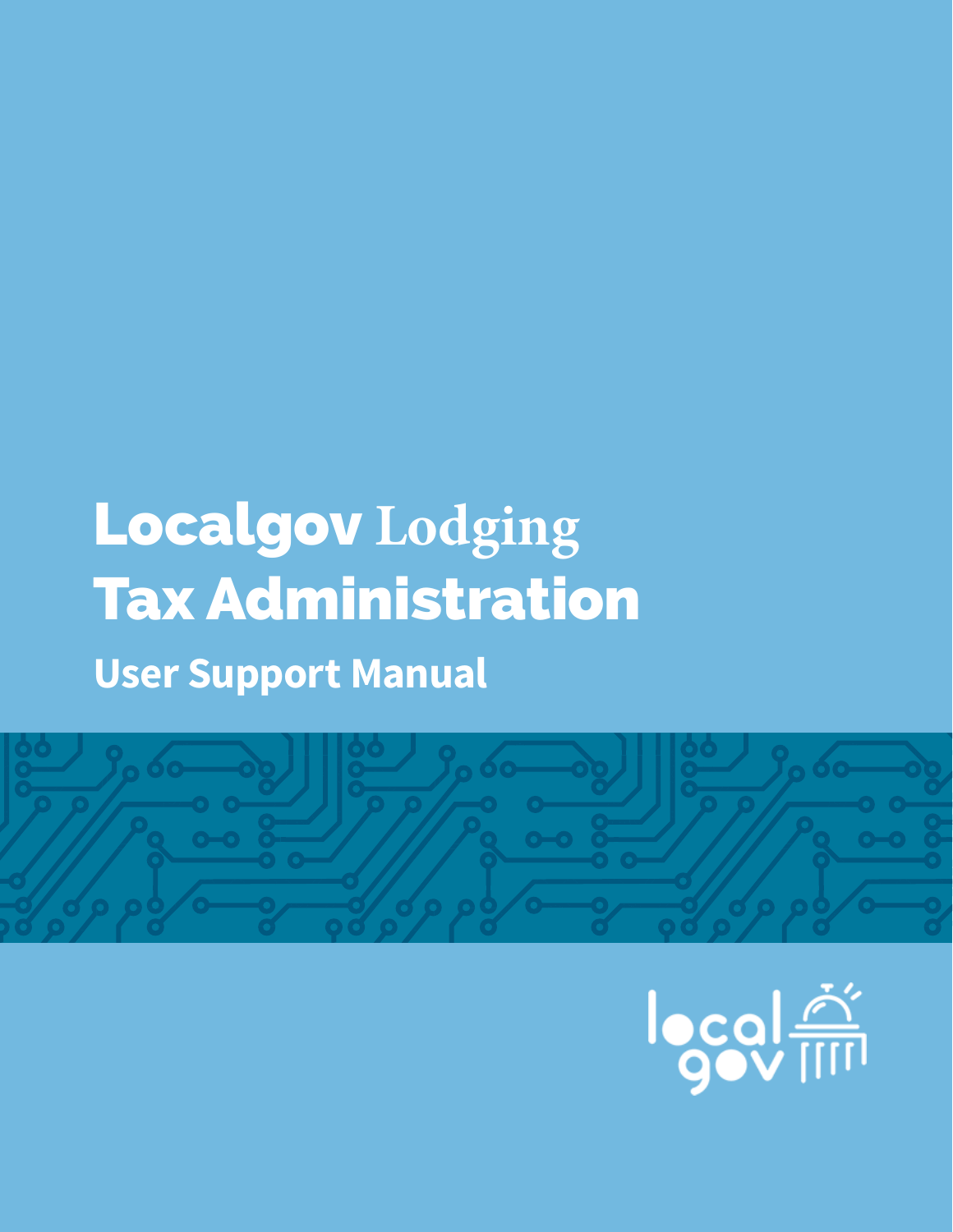# Localgov Lodging Tax Administration

## User Support Manual

local gov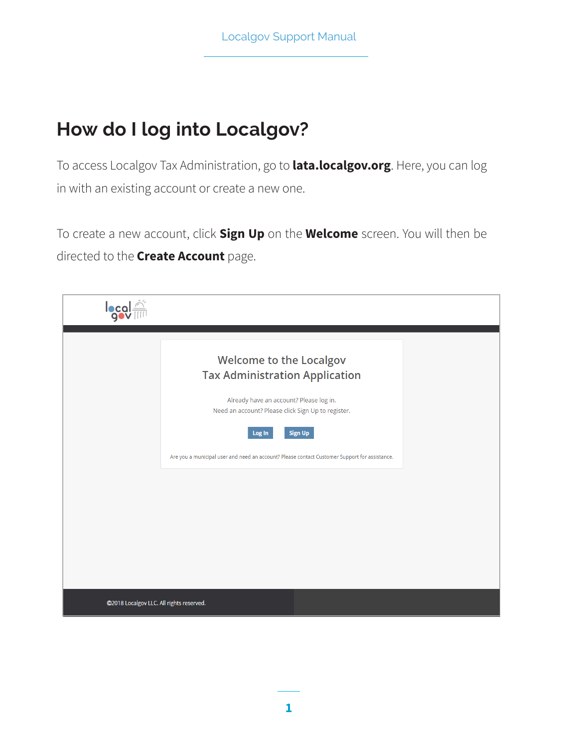# How do I log into Localgov?

To access Localgov Tax Administration, go to **lata.localgov.org**. Here, you can log in with an existing account or create a new one.

To create a new account, click **Sign Up** on the **Welcome** screen. You will then be directed to the **Create Account** page.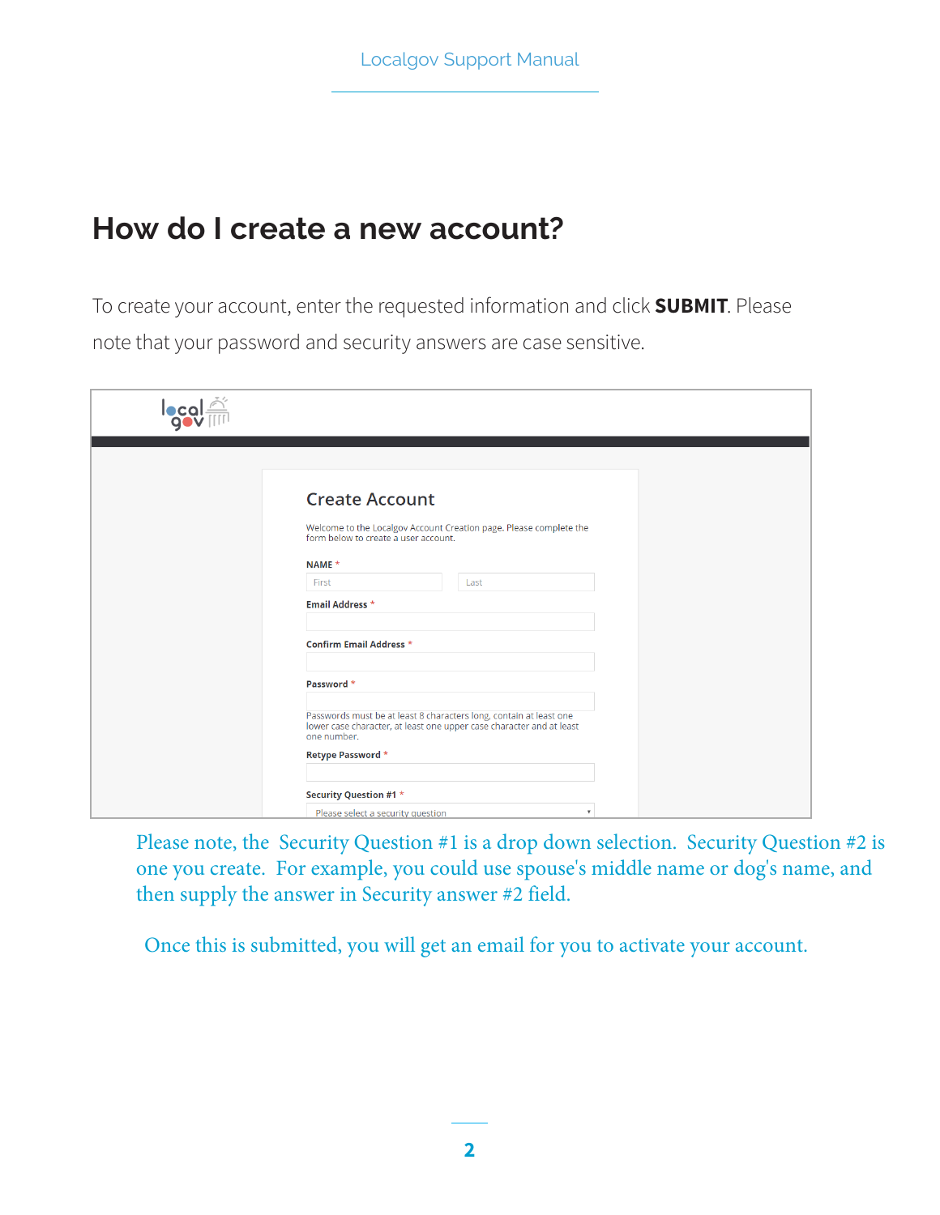# How do I create a new account?

To create your account, enter the requested information and click **SUBMIT**. Please note that your password and security answers are case sensitive.

Please note, the Security Question #1 is a drop down selection. Security Question #2 is one you create. For example, you could use spouse's middle name or dog's name, and then supply the answer in Security answer #2 field.

Once this is submitted, you will get an email for you to activate your account.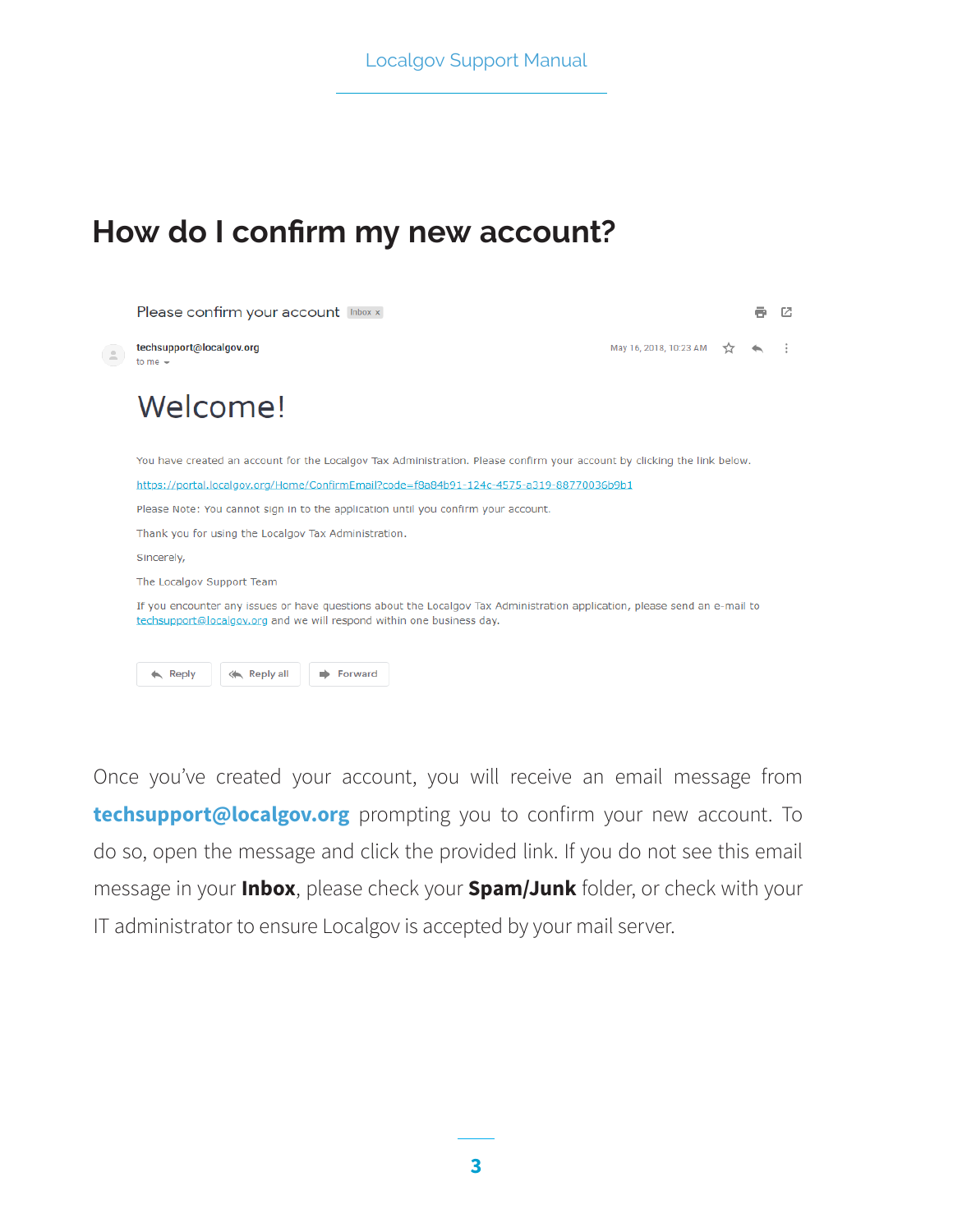# How do I confirm my new account?

Please confirm your account Inbox x

techsupport@localgov.org
to me

May 16, 2018, 10:23 AM

## Welcome!

You have created an account for the Localgov Tax Administration. Please confirm your account by clicking the link below.

https://portal.localgov.org/Home/ConfirmEmail?code=f8a84b91-124c-4575-a319-88770036b9b1

Please Note: You cannot sign in to the application until you confirm your account.

Thank you for using the Localgov Tax Administration.

Sincerely,

The Localgov Support Team

If you encounter any issues or have questions about the Localgov Tax Administration application, please send an e-mail to techsupport@localgov.org and we will respond within one business day.

Reply | Reply all | Forward

Once you've created your account, you will receive an email message from **techsupport@localgov.org** prompting you to confirm your new account. To do so, open the message and click the provided link. If you do not see this email message in your **Inbox**, please check your **Spam/Junk** folder, or check with your IT administrator to ensure Localgov is accepted by your mail server.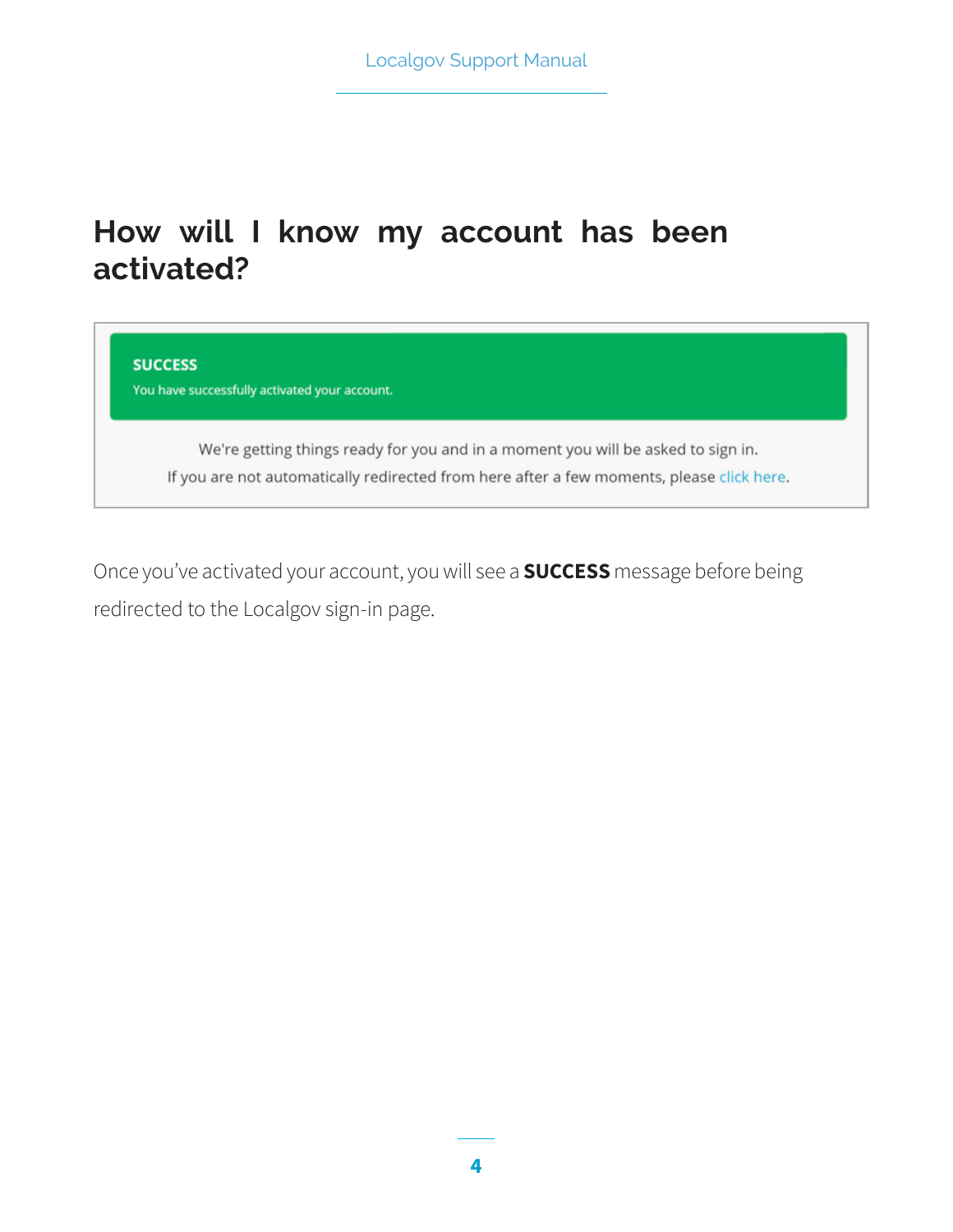## How will I know my account has been activated?

**SUCCESS**

You have successfully activated your account.

We're getting things ready for you and in a moment you will be asked to sign in.

If you are not automatically redirected from here after a few moments, please click here.

Once you've activated your account, you will see a **SUCCESS** message before being redirected to the Localgov sign-in page.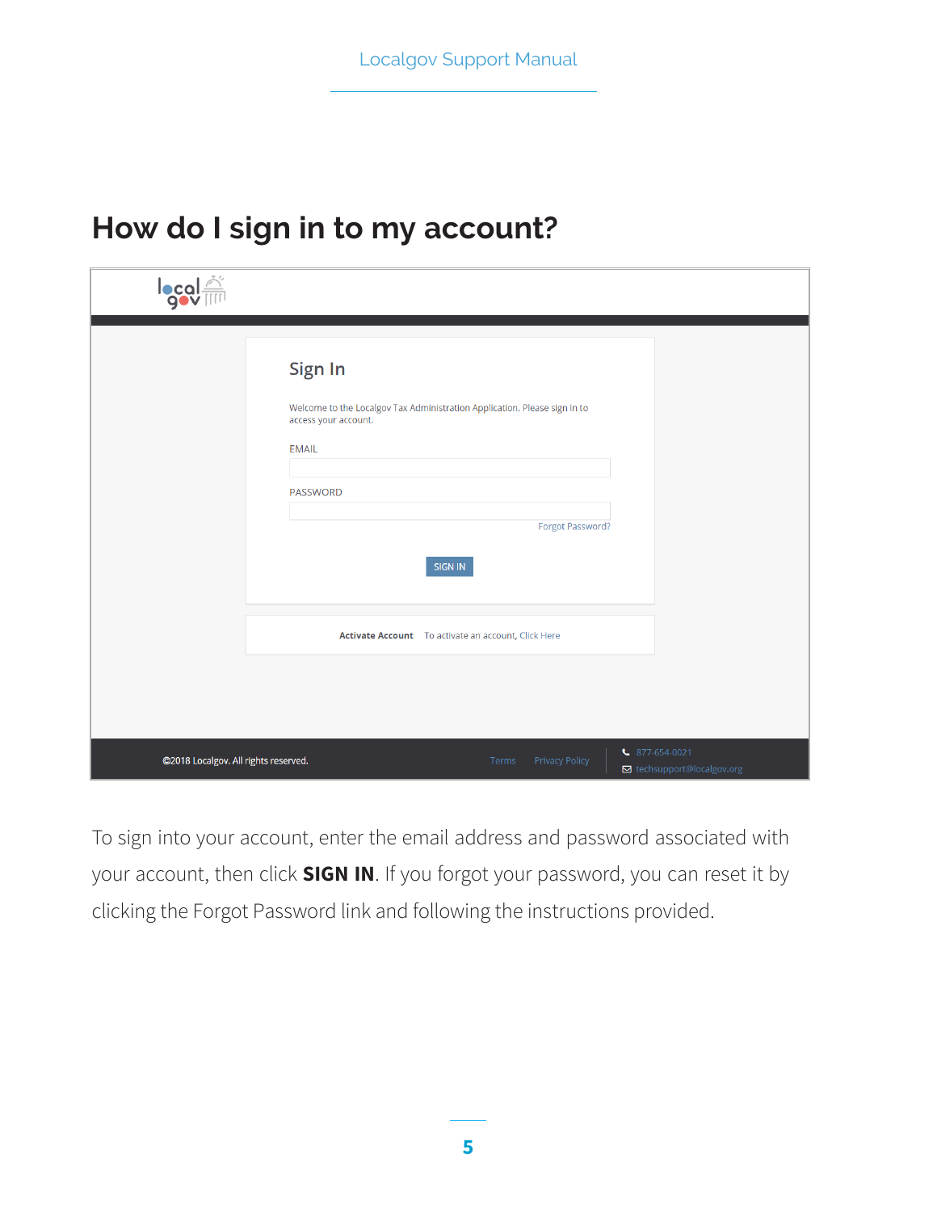# How do I sign in to my account?

## Sign In

Welcome to the Localgov Tax Administration Application. Please sign in to access your account.

EMAIL

PASSWORD

Forgot Password?

SIGN IN

**Activate Account** To activate an account, Click Here

©2018 Localgov. All rights reserved. Terms Privacy Policy 877-654-0021 techsupport@localgov.org

To sign into your account, enter the email address and password associated with your account, then click **SIGN IN**. If you forgot your password, you can reset it by clicking the Forgot Password link and following the instructions provided.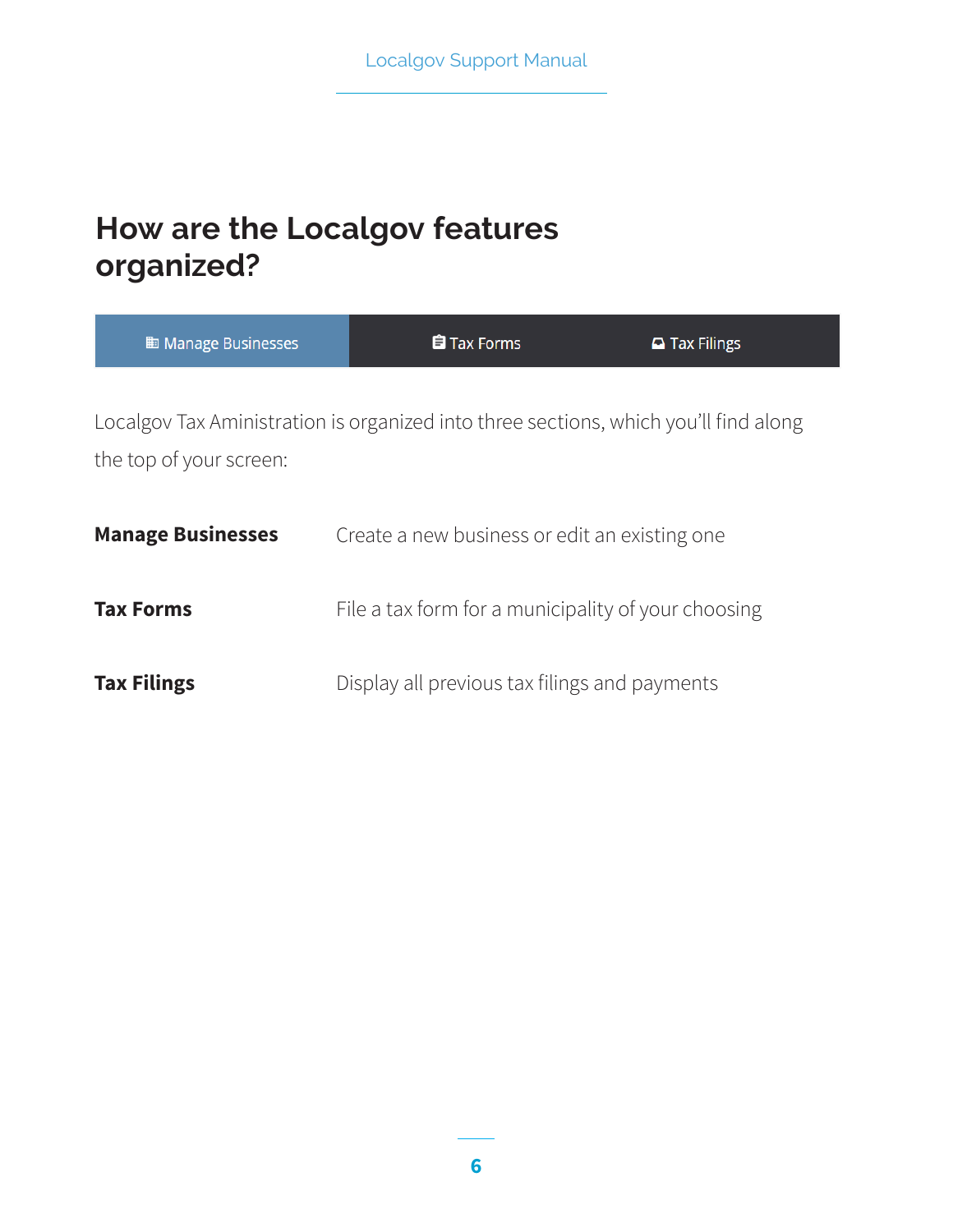# How are the Localgov features organized?

| Manage Businesses | Tax Forms | Tax Filings |
|---|---|---|

Localgov Tax Aministration is organized into three sections, which you'll find along the top of your screen:

| | |
|---|---|
| **Manage Businesses** | Create a new business or edit an existing one |
| **Tax Forms** | File a tax form for a municipality of your choosing |
| **Tax Filings** | Display all previous tax filings and payments |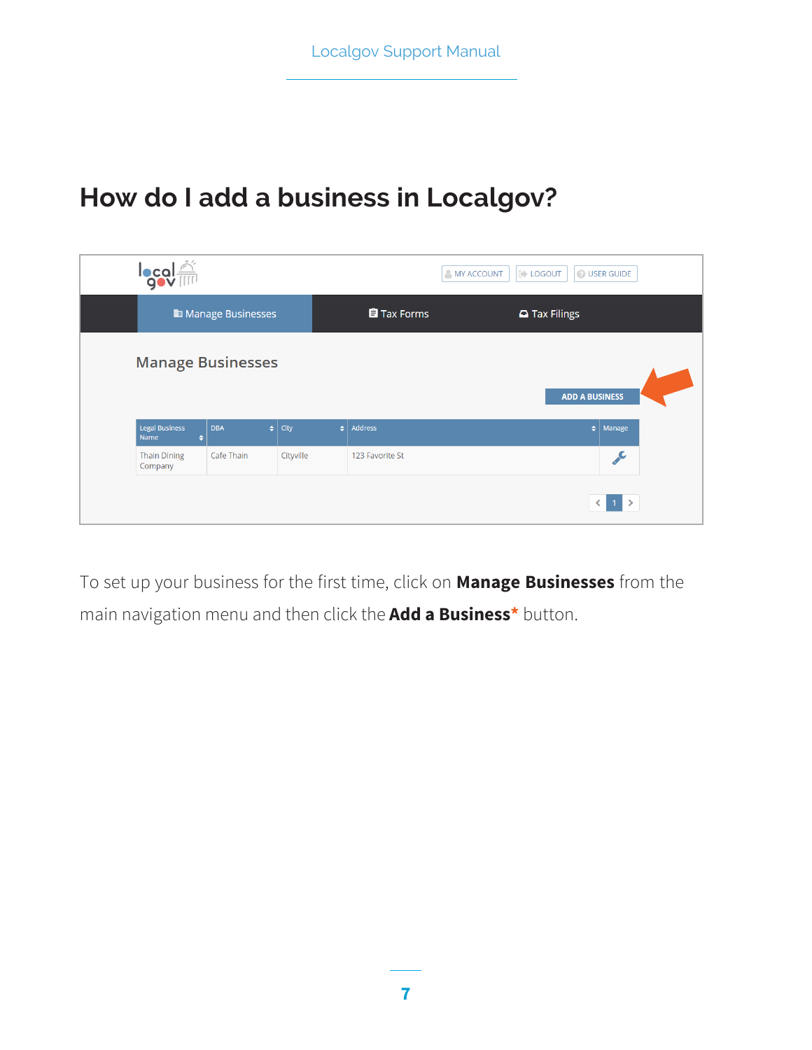# How do I add a business in Localgov?

To set up your business for the first time, click on **Manage Businesses** from the main navigation menu and then click the **Add a Business*** button.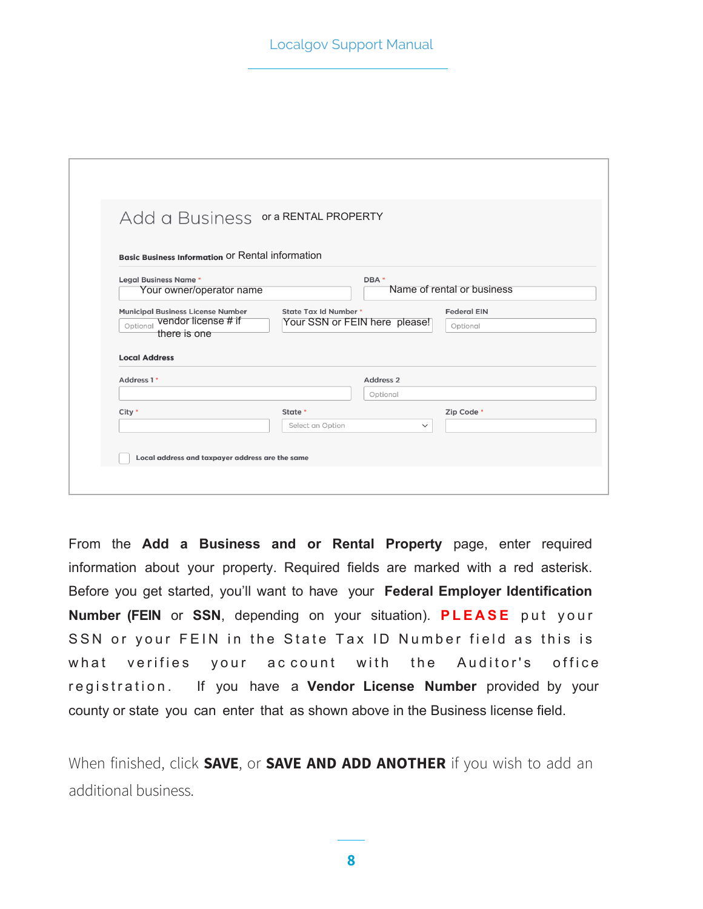Add a Business or a RENTAL PROPERTY

**Basic Business Information** or Rental information

Legal Business Name * — Your owner/operator name

DBA * — Name of rental or business

Municipal Business License Number — Optional — vendor license # if there is one

State Tax Id Number * — Your SSN or FEIN here please!

Federal EIN — Optional

**Local Address**

Address 1 *

Address 2 — Optional

City *

State * — Select an Option

Zip Code *

☐ Local address and taxpayer address are the same

From the **Add a Business and or Rental Property** page, enter required information about your property. Required fields are marked with a red asterisk. Before you get started, you'll want to have your **Federal Employer Identification Number (FEIN** or **SSN**, depending on your situation). **PLEASE** put your SSN or your FEIN in the State Tax ID Number field as this is what verifies your account with the Auditor's office registration. If you have a **Vendor License Number** provided by your county or state you can enter that as shown above in the Business license field.

When finished, click **SAVE**, or **SAVE AND ADD ANOTHER** if you wish to add an additional business.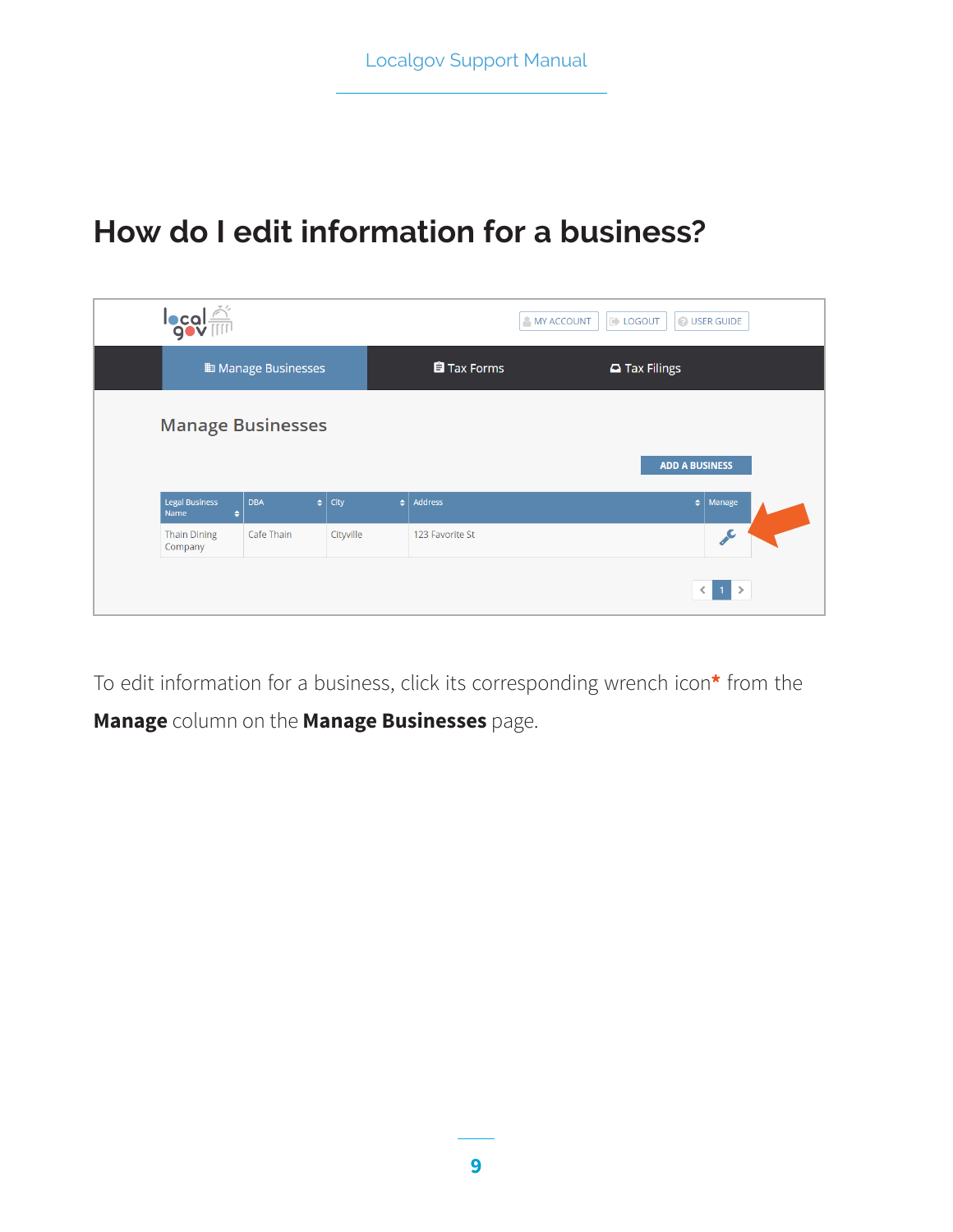# How do I edit information for a business?

To edit information for a business, click its corresponding wrench icon* from the **Manage** column on the **Manage Businesses** page.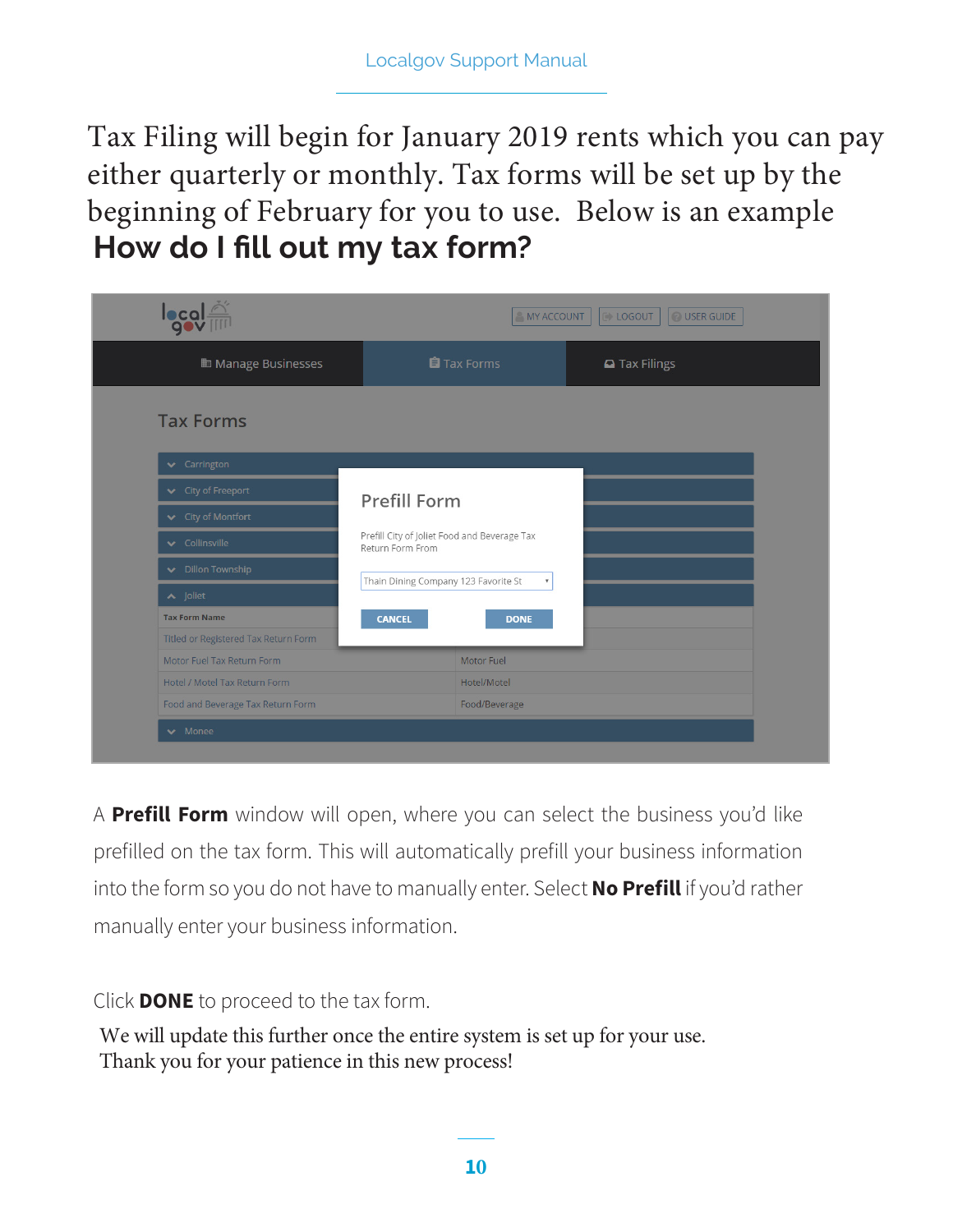Tax Filing will begin for January 2019 rents which you can pay either quarterly or monthly. Tax forms will be set up by the beginning of February for you to use. Below is an example

## How do I fill out my tax form?

A **Prefill Form** window will open, where you can select the business you'd like prefilled on the tax form. This will automatically prefill your business information into the form so you do not have to manually enter. Select **No Prefill** if you'd rather manually enter your business information.

Click **DONE** to proceed to the tax form.

We will update this further once the entire system is set up for your use. Thank you for your patience in this new process!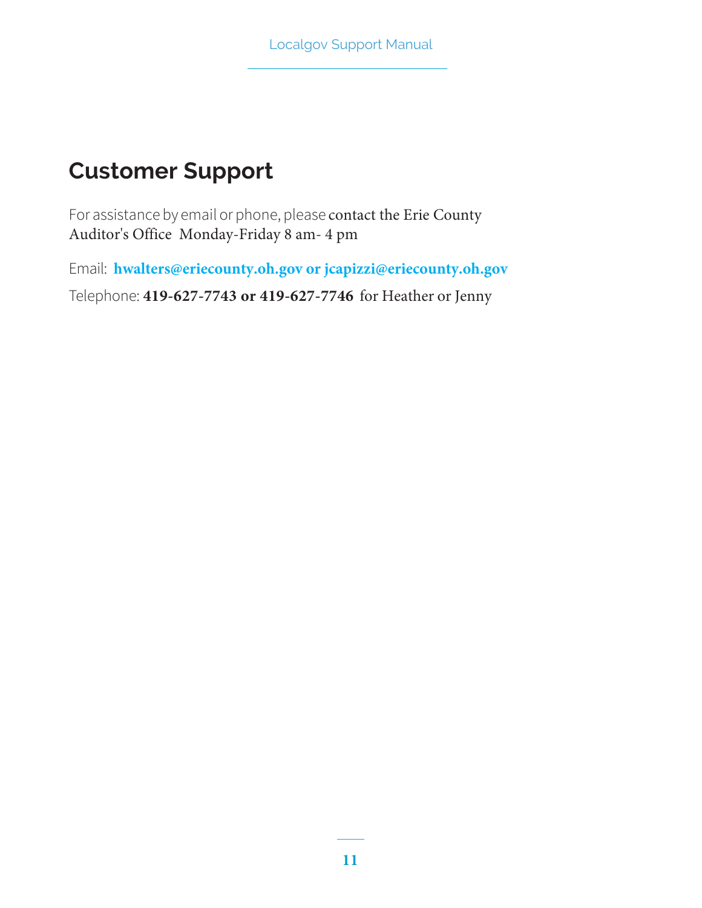## Customer Support

For assistance by email or phone, please contact the Erie County Auditor's Office Monday-Friday 8 am- 4 pm

Email: **hwalters@eriecounty.oh.gov or jcapizzi@eriecounty.oh.gov**

Telephone: **419-627-7743 or 419-627-7746** for Heather or Jenny